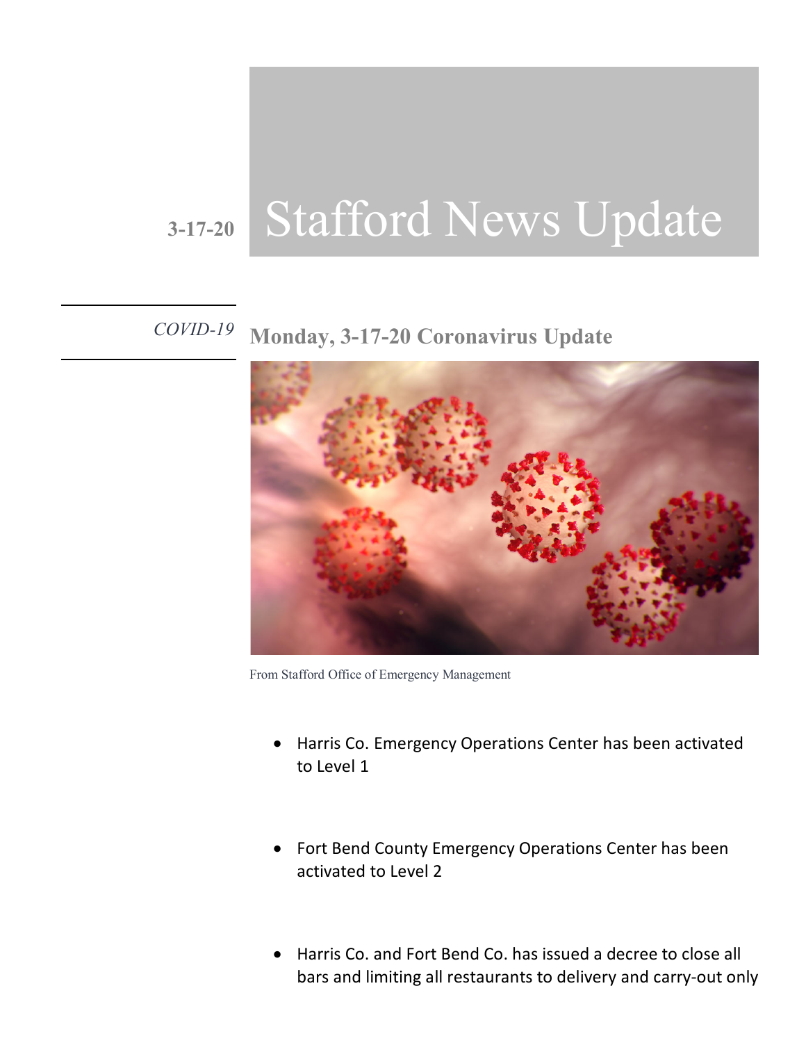3-17-20

# Stafford News Update

*COVID-19*

## Monday, 3-17-20 Coronavirus Update

From Stafford Office of Emergency Management

- Harris Co. Emergency Operations Center has been activated to Level 1

- Fort Bend County Emergency Operations Center has been activated to Level 2

- Harris Co. and Fort Bend Co. has issued a decree to close all bars and limiting all restaurants to delivery and carry-out only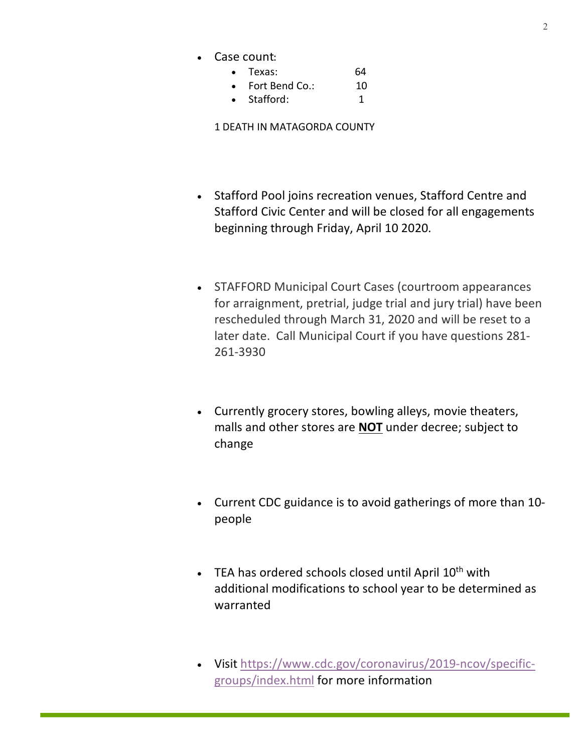- Case count:
  - Texas: 64
  - Fort Bend Co.: 10
  - Stafford: 1

1 DEATH IN MATAGORDA COUNTY

- Stafford Pool joins recreation venues, Stafford Centre and Stafford Civic Center and will be closed for all engagements beginning through Friday, April 10 2020.

- STAFFORD Municipal Court Cases (courtroom appearances for arraignment, pretrial, judge trial and jury trial) have been rescheduled through March 31, 2020 and will be reset to a later date. Call Municipal Court if you have questions 281-261-3930

- Currently grocery stores, bowling alleys, movie theaters, malls and other stores are **NOT** under decree; subject to change

- Current CDC guidance is to avoid gatherings of more than 10-people

- TEA has ordered schools closed until April 10th with additional modifications to school year to be determined as warranted

- Visit https://www.cdc.gov/coronavirus/2019-ncov/specific-groups/index.html for more information